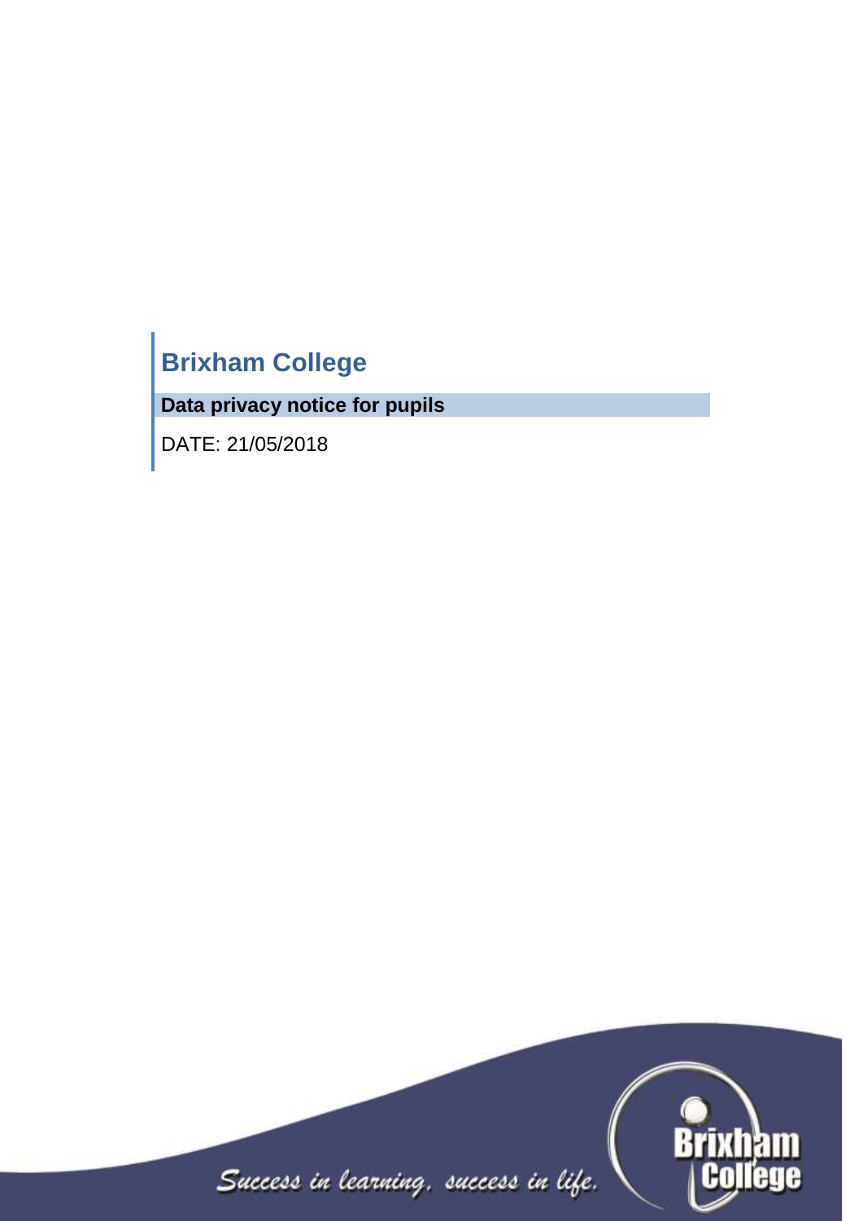# Brixham College

## Data privacy notice for pupils

DATE: 21/05/2018

*Success in learning, success in life.*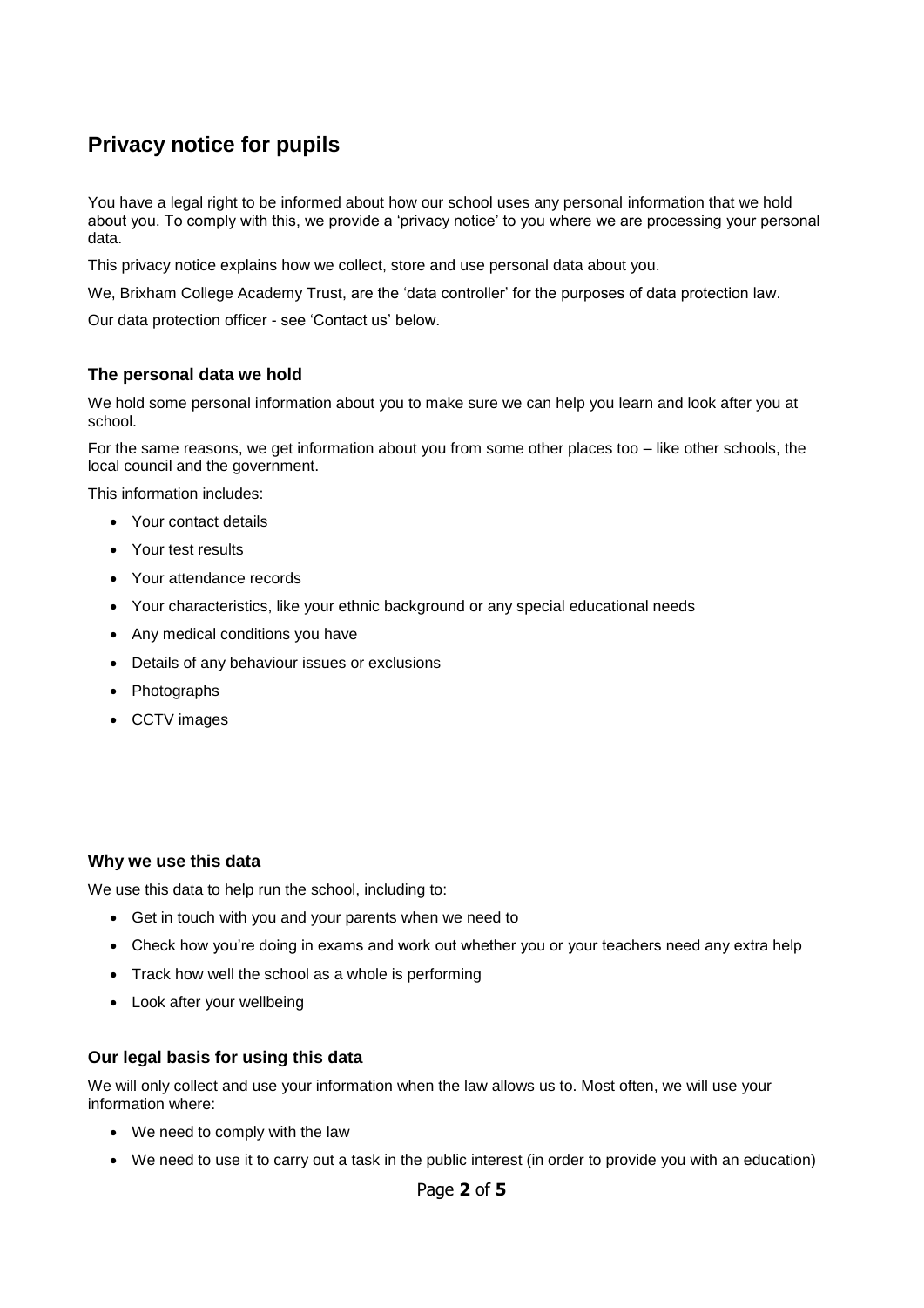# Privacy notice for pupils

You have a legal right to be informed about how our school uses any personal information that we hold about you. To comply with this, we provide a 'privacy notice' to you where we are processing your personal data.

This privacy notice explains how we collect, store and use personal data about you.

We, Brixham College Academy Trust, are the 'data controller' for the purposes of data protection law.

Our data protection officer - see 'Contact us' below.

### The personal data we hold

We hold some personal information about you to make sure we can help you learn and look after you at school.

For the same reasons, we get information about you from some other places too – like other schools, the local council and the government.

This information includes:

- Your contact details
- Your test results
- Your attendance records
- Your characteristics, like your ethnic background or any special educational needs
- Any medical conditions you have
- Details of any behaviour issues or exclusions
- Photographs
- CCTV images

### Why we use this data

We use this data to help run the school, including to:

- Get in touch with you and your parents when we need to
- Check how you're doing in exams and work out whether you or your teachers need any extra help
- Track how well the school as a whole is performing
- Look after your wellbeing

### Our legal basis for using this data

We will only collect and use your information when the law allows us to. Most often, we will use your information where:

- We need to comply with the law
- We need to use it to carry out a task in the public interest (in order to provide you with an education)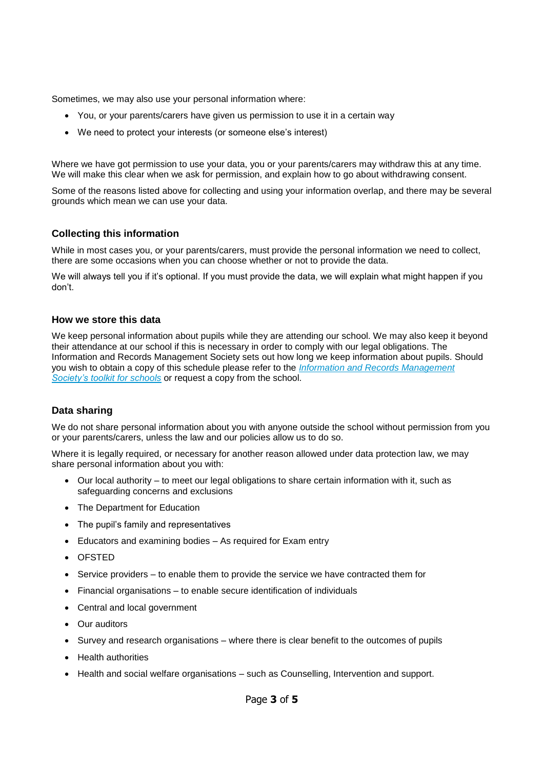Sometimes, we may also use your personal information where:

- You, or your parents/carers have given us permission to use it in a certain way
- We need to protect your interests (or someone else's interest)

Where we have got permission to use your data, you or your parents/carers may withdraw this at any time. We will make this clear when we ask for permission, and explain how to go about withdrawing consent.

Some of the reasons listed above for collecting and using your information overlap, and there may be several grounds which mean we can use your data.

### Collecting this information

While in most cases you, or your parents/carers, must provide the personal information we need to collect, there are some occasions when you can choose whether or not to provide the data.

We will always tell you if it's optional. If you must provide the data, we will explain what might happen if you don't.

### How we store this data

We keep personal information about pupils while they are attending our school. We may also keep it beyond their attendance at our school if this is necessary in order to comply with our legal obligations. The Information and Records Management Society sets out how long we keep information about pupils. Should you wish to obtain a copy of this schedule please refer to the *Information and Records Management Society's toolkit for schools* or request a copy from the school.

### Data sharing

We do not share personal information about you with anyone outside the school without permission from you or your parents/carers, unless the law and our policies allow us to do so.

Where it is legally required, or necessary for another reason allowed under data protection law, we may share personal information about you with:

- Our local authority – to meet our legal obligations to share certain information with it, such as safeguarding concerns and exclusions
- The Department for Education
- The pupil's family and representatives
- Educators and examining bodies – As required for Exam entry
- OFSTED
- Service providers – to enable them to provide the service we have contracted them for
- Financial organisations – to enable secure identification of individuals
- Central and local government
- Our auditors
- Survey and research organisations – where there is clear benefit to the outcomes of pupils
- Health authorities
- Health and social welfare organisations – such as Counselling, Intervention and support.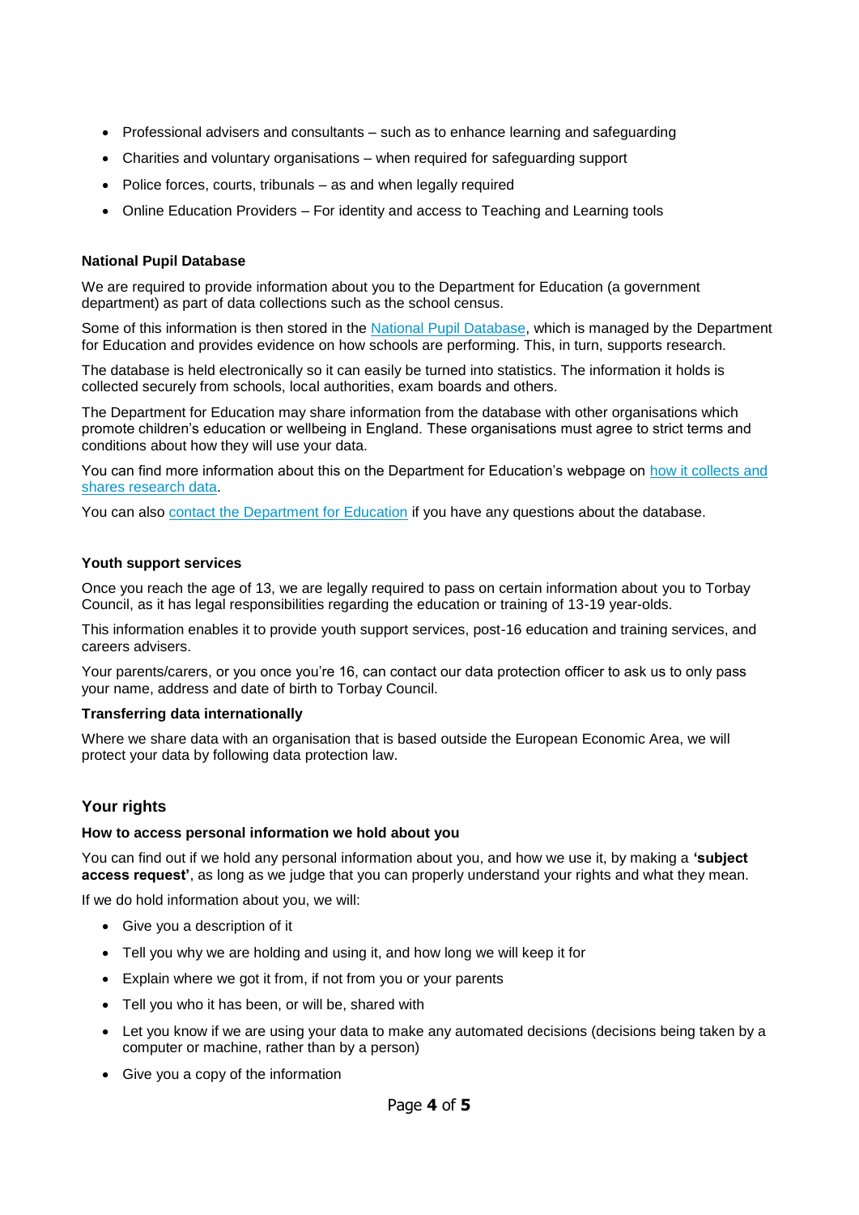- Professional advisers and consultants – such as to enhance learning and safeguarding
- Charities and voluntary organisations – when required for safeguarding support
- Police forces, courts, tribunals – as and when legally required
- Online Education Providers – For identity and access to Teaching and Learning tools

**National Pupil Database**

We are required to provide information about you to the Department for Education (a government department) as part of data collections such as the school census.

Some of this information is then stored in the National Pupil Database, which is managed by the Department for Education and provides evidence on how schools are performing. This, in turn, supports research.

The database is held electronically so it can easily be turned into statistics. The information it holds is collected securely from schools, local authorities, exam boards and others.

The Department for Education may share information from the database with other organisations which promote children's education or wellbeing in England. These organisations must agree to strict terms and conditions about how they will use your data.

You can find more information about this on the Department for Education's webpage on how it collects and shares research data.

You can also contact the Department for Education if you have any questions about the database.

**Youth support services**

Once you reach the age of 13, we are legally required to pass on certain information about you to Torbay Council, as it has legal responsibilities regarding the education or training of 13-19 year-olds.

This information enables it to provide youth support services, post-16 education and training services, and careers advisers.

Your parents/carers, or you once you're 16, can contact our data protection officer to ask us to only pass your name, address and date of birth to Torbay Council.

**Transferring data internationally**

Where we share data with an organisation that is based outside the European Economic Area, we will protect your data by following data protection law.

## Your rights

**How to access personal information we hold about you**

You can find out if we hold any personal information about you, and how we use it, by making a **'subject access request'**, as long as we judge that you can properly understand your rights and what they mean.

If we do hold information about you, we will:

- Give you a description of it
- Tell you why we are holding and using it, and how long we will keep it for
- Explain where we got it from, if not from you or your parents
- Tell you who it has been, or will be, shared with
- Let you know if we are using your data to make any automated decisions (decisions being taken by a computer or machine, rather than by a person)
- Give you a copy of the information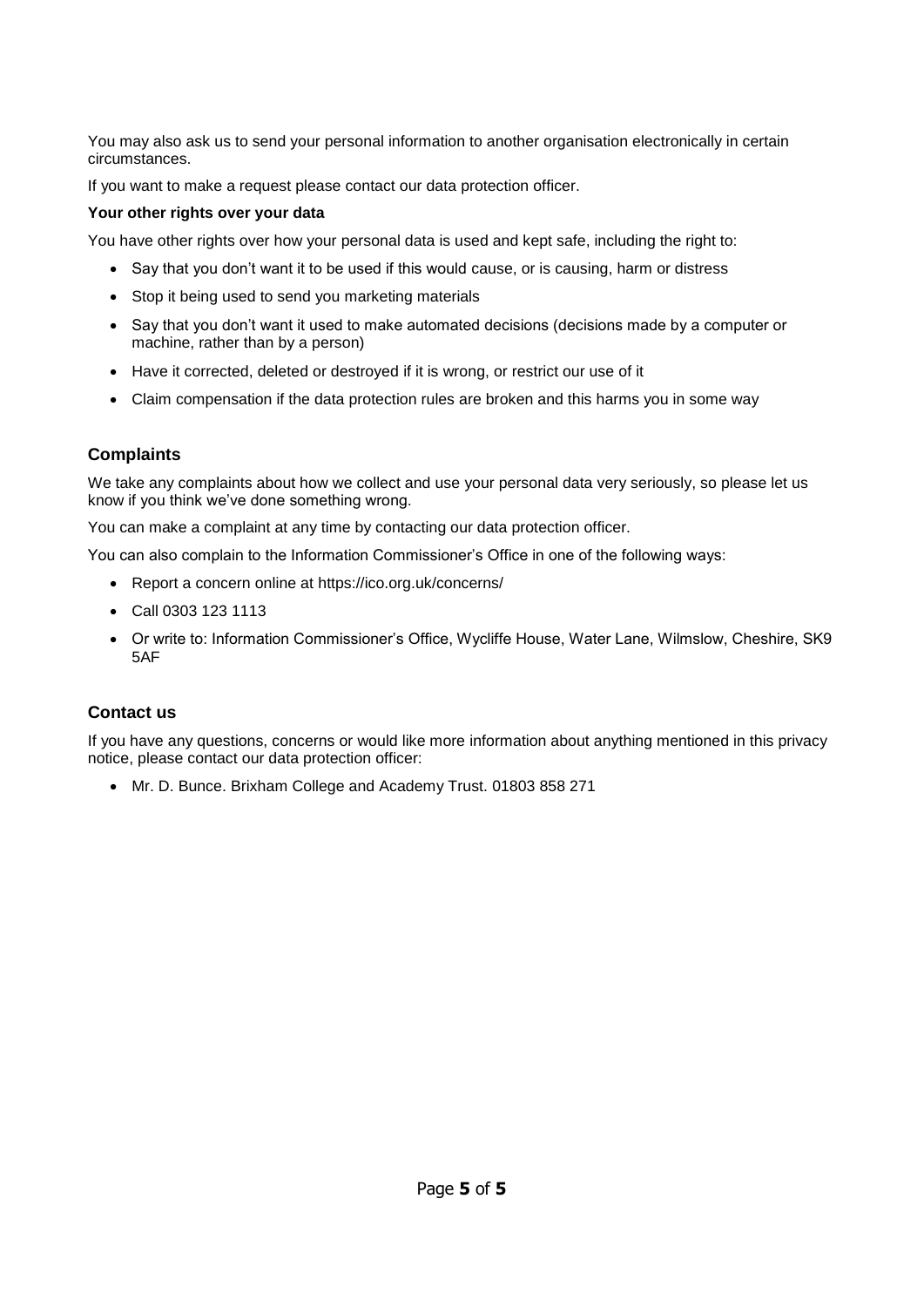You may also ask us to send your personal information to another organisation electronically in certain circumstances.

If you want to make a request please contact our data protection officer.

**Your other rights over your data**

You have other rights over how your personal data is used and kept safe, including the right to:

- Say that you don't want it to be used if this would cause, or is causing, harm or distress
- Stop it being used to send you marketing materials
- Say that you don't want it used to make automated decisions (decisions made by a computer or machine, rather than by a person)
- Have it corrected, deleted or destroyed if it is wrong, or restrict our use of it
- Claim compensation if the data protection rules are broken and this harms you in some way

## Complaints

We take any complaints about how we collect and use your personal data very seriously, so please let us know if you think we've done something wrong.

You can make a complaint at any time by contacting our data protection officer.

You can also complain to the Information Commissioner's Office in one of the following ways:

- Report a concern online at https://ico.org.uk/concerns/
- Call 0303 123 1113
- Or write to: Information Commissioner's Office, Wycliffe House, Water Lane, Wilmslow, Cheshire, SK9 5AF

## Contact us

If you have any questions, concerns or would like more information about anything mentioned in this privacy notice, please contact our data protection officer:

- Mr. D. Bunce. Brixham College and Academy Trust. 01803 858 271